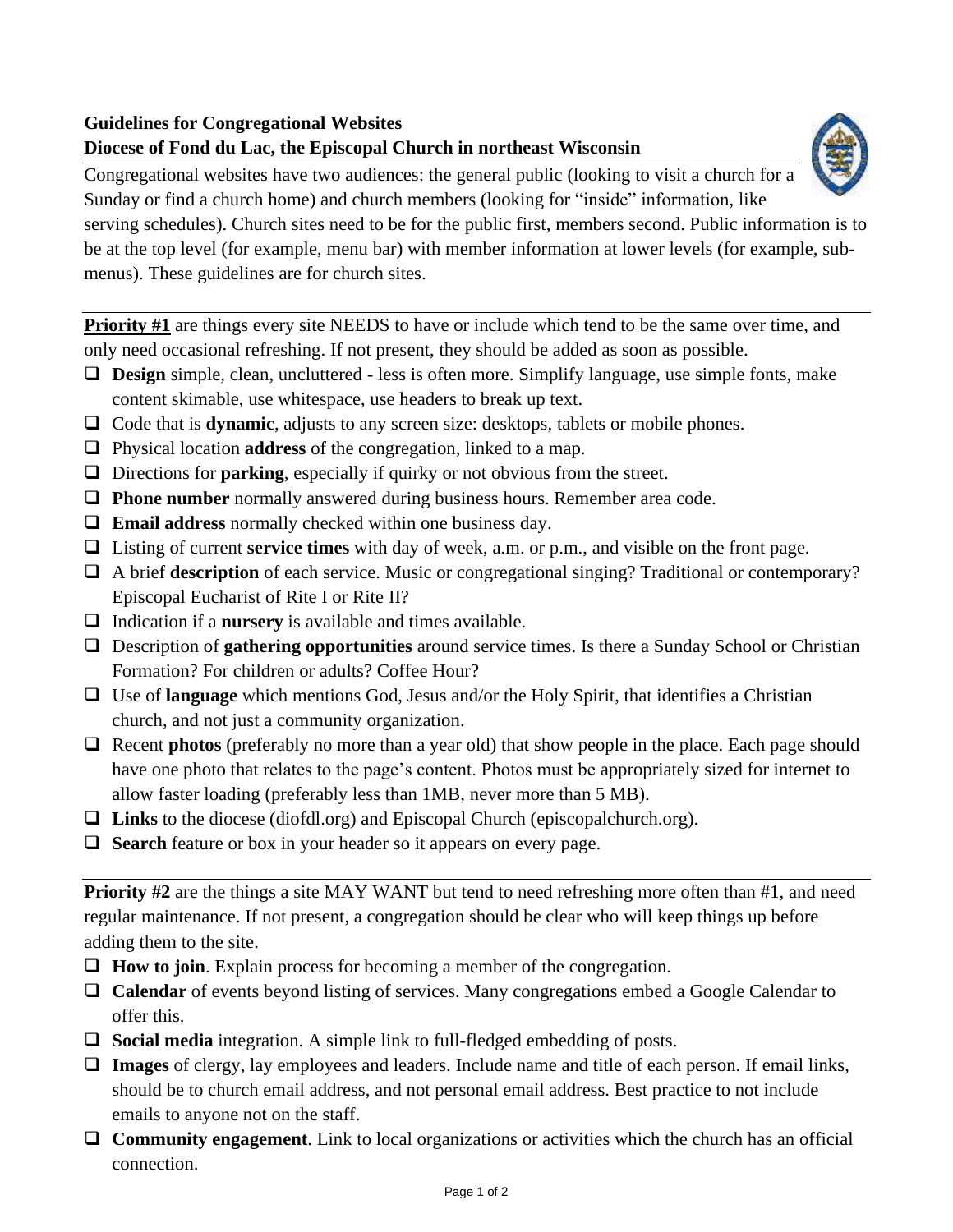**Guidelines for Congregational Websites**
**Diocese of Fond du Lac, the Episcopal Church in northeast Wisconsin**

Congregational websites have two audiences: the general public (looking to visit a church for a Sunday or find a church home) and church members (looking for "inside" information, like serving schedules). Church sites need to be for the public first, members second. Public information is to be at the top level (for example, menu bar) with member information at lower levels (for example, sub-menus). These guidelines are for church sites.

---

**Priority #1** are things every site NEEDS to have or include which tend to be the same over time, and only need occasional refreshing. If not present, they should be added as soon as possible.

- [ ] **Design** simple, clean, uncluttered - less is often more. Simplify language, use simple fonts, make content skimable, use whitespace, use headers to break up text.
- [ ] Code that is **dynamic**, adjusts to any screen size: desktops, tablets or mobile phones.
- [ ] Physical location **address** of the congregation, linked to a map.
- [ ] Directions for **parking**, especially if quirky or not obvious from the street.
- [ ] **Phone number** normally answered during business hours. Remember area code.
- [ ] **Email address** normally checked within one business day.
- [ ] Listing of current **service times** with day of week, a.m. or p.m., and visible on the front page.
- [ ] A brief **description** of each service. Music or congregational singing? Traditional or contemporary? Episcopal Eucharist of Rite I or Rite II?
- [ ] Indication if a **nursery** is available and times available.
- [ ] Description of **gathering opportunities** around service times. Is there a Sunday School or Christian Formation? For children or adults? Coffee Hour?
- [ ] Use of **language** which mentions God, Jesus and/or the Holy Spirit, that identifies a Christian church, and not just a community organization.
- [ ] Recent **photos** (preferably no more than a year old) that show people in the place. Each page should have one photo that relates to the page's content. Photos must be appropriately sized for internet to allow faster loading (preferably less than 1MB, never more than 5 MB).
- [ ] **Links** to the diocese (diofdl.org) and Episcopal Church (episcopalchurch.org).
- [ ] **Search** feature or box in your header so it appears on every page.

---

**Priority #2** are the things a site MAY WANT but tend to need refreshing more often than #1, and need regular maintenance. If not present, a congregation should be clear who will keep things up before adding them to the site.

- [ ] **How to join**. Explain process for becoming a member of the congregation.
- [ ] **Calendar** of events beyond listing of services. Many congregations embed a Google Calendar to offer this.
- [ ] **Social media** integration. A simple link to full-fledged embedding of posts.
- [ ] **Images** of clergy, lay employees and leaders. Include name and title of each person. If email links, should be to church email address, and not personal email address. Best practice to not include emails to anyone not on the staff.
- [ ] **Community engagement**. Link to local organizations or activities which the church has an official connection.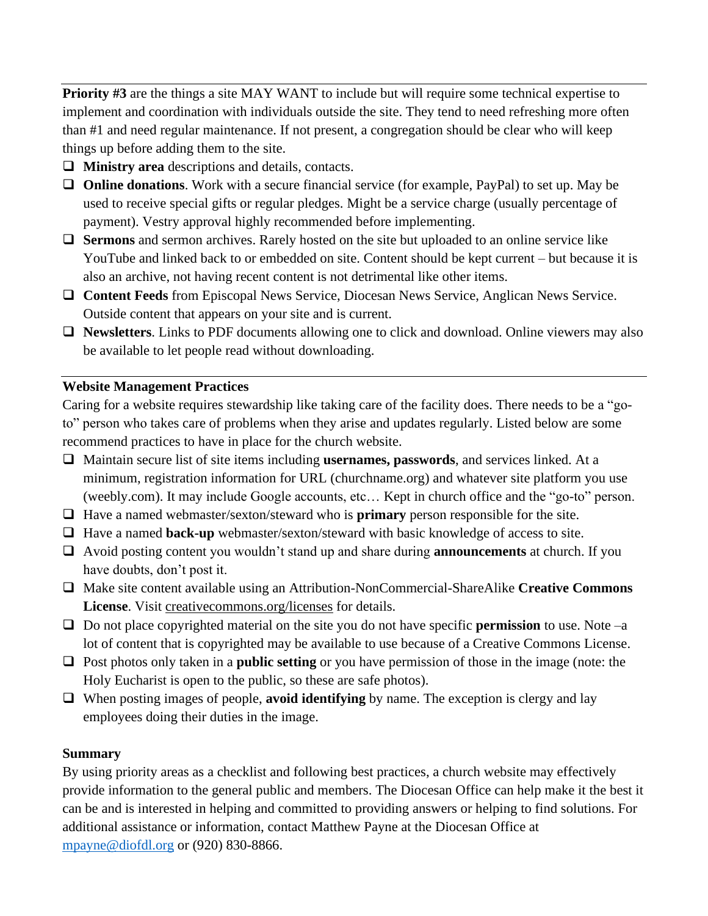**Priority #3** are the things a site MAY WANT to include but will require some technical expertise to implement and coordination with individuals outside the site. They tend to need refreshing more often than #1 and need regular maintenance. If not present, a congregation should be clear who will keep things up before adding them to the site.

- ❑ **Ministry area** descriptions and details, contacts.
- ❑ **Online donations**. Work with a secure financial service (for example, PayPal) to set up. May be used to receive special gifts or regular pledges. Might be a service charge (usually percentage of payment). Vestry approval highly recommended before implementing.
- ❑ **Sermons** and sermon archives. Rarely hosted on the site but uploaded to an online service like YouTube and linked back to or embedded on site. Content should be kept current – but because it is also an archive, not having recent content is not detrimental like other items.
- ❑ **Content Feeds** from Episcopal News Service, Diocesan News Service, Anglican News Service. Outside content that appears on your site and is current.
- ❑ **Newsletters**. Links to PDF documents allowing one to click and download. Online viewers may also be available to let people read without downloading.

**Website Management Practices**

Caring for a website requires stewardship like taking care of the facility does. There needs to be a "go-to" person who takes care of problems when they arise and updates regularly. Listed below are some recommend practices to have in place for the church website.

- ❑ Maintain secure list of site items including **usernames, passwords**, and services linked. At a minimum, registration information for URL (churchname.org) and whatever site platform you use (weebly.com). It may include Google accounts, etc… Kept in church office and the "go-to" person.
- ❑ Have a named webmaster/sexton/steward who is **primary** person responsible for the site.
- ❑ Have a named **back-up** webmaster/sexton/steward with basic knowledge of access to site.
- ❑ Avoid posting content you wouldn't stand up and share during **announcements** at church. If you have doubts, don't post it.
- ❑ Make site content available using an Attribution-NonCommercial-ShareAlike **Creative Commons License**. Visit creativecommons.org/licenses for details.
- ❑ Do not place copyrighted material on the site you do not have specific **permission** to use. Note –a lot of content that is copyrighted may be available to use because of a Creative Commons License.
- ❑ Post photos only taken in a **public setting** or you have permission of those in the image (note: the Holy Eucharist is open to the public, so these are safe photos).
- ❑ When posting images of people, **avoid identifying** by name. The exception is clergy and lay employees doing their duties in the image.

**Summary**

By using priority areas as a checklist and following best practices, a church website may effectively provide information to the general public and members. The Diocesan Office can help make it the best it can be and is interested in helping and committed to providing answers or helping to find solutions. For additional assistance or information, contact Matthew Payne at the Diocesan Office at mpayne@diofdl.org or (920) 830-8866.